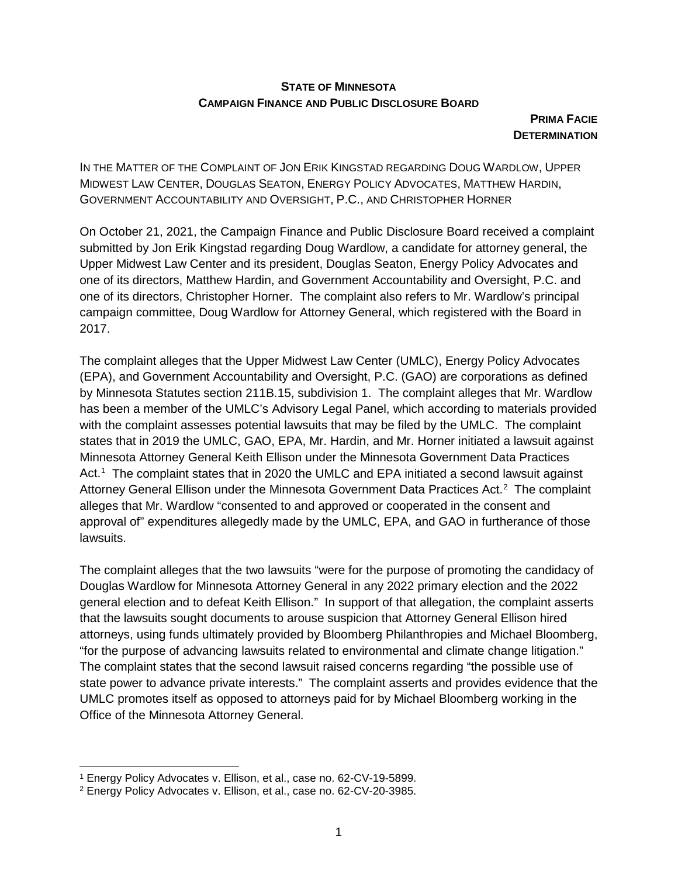**STATE OF MINNESOTA**
**CAMPAIGN FINANCE AND PUBLIC DISCLOSURE BOARD**

**PRIMA FACIE DETERMINATION**

IN THE MATTER OF THE COMPLAINT OF JON ERIK KINGSTAD REGARDING DOUG WARDLOW, UPPER MIDWEST LAW CENTER, DOUGLAS SEATON, ENERGY POLICY ADVOCATES, MATTHEW HARDIN, GOVERNMENT ACCOUNTABILITY AND OVERSIGHT, P.C., AND CHRISTOPHER HORNER

On October 21, 2021, the Campaign Finance and Public Disclosure Board received a complaint submitted by Jon Erik Kingstad regarding Doug Wardlow, a candidate for attorney general, the Upper Midwest Law Center and its president, Douglas Seaton, Energy Policy Advocates and one of its directors, Matthew Hardin, and Government Accountability and Oversight, P.C. and one of its directors, Christopher Horner. The complaint also refers to Mr. Wardlow's principal campaign committee, Doug Wardlow for Attorney General, which registered with the Board in 2017.

The complaint alleges that the Upper Midwest Law Center (UMLC), Energy Policy Advocates (EPA), and Government Accountability and Oversight, P.C. (GAO) are corporations as defined by Minnesota Statutes section 211B.15, subdivision 1. The complaint alleges that Mr. Wardlow has been a member of the UMLC's Advisory Legal Panel, which according to materials provided with the complaint assesses potential lawsuits that may be filed by the UMLC. The complaint states that in 2019 the UMLC, GAO, EPA, Mr. Hardin, and Mr. Horner initiated a lawsuit against Minnesota Attorney General Keith Ellison under the Minnesota Government Data Practices Act.[1] The complaint states that in 2020 the UMLC and EPA initiated a second lawsuit against Attorney General Ellison under the Minnesota Government Data Practices Act.[2] The complaint alleges that Mr. Wardlow "consented to and approved or cooperated in the consent and approval of" expenditures allegedly made by the UMLC, EPA, and GAO in furtherance of those lawsuits.

The complaint alleges that the two lawsuits "were for the purpose of promoting the candidacy of Douglas Wardlow for Minnesota Attorney General in any 2022 primary election and the 2022 general election and to defeat Keith Ellison." In support of that allegation, the complaint asserts that the lawsuits sought documents to arouse suspicion that Attorney General Ellison hired attorneys, using funds ultimately provided by Bloomberg Philanthropies and Michael Bloomberg, "for the purpose of advancing lawsuits related to environmental and climate change litigation." The complaint states that the second lawsuit raised concerns regarding "the possible use of state power to advance private interests." The complaint asserts and provides evidence that the UMLC promotes itself as opposed to attorneys paid for by Michael Bloomberg working in the Office of the Minnesota Attorney General.

[1] Energy Policy Advocates v. Ellison, et al., case no. 62-CV-19-5899.

[2] Energy Policy Advocates v. Ellison, et al., case no. 62-CV-20-3985.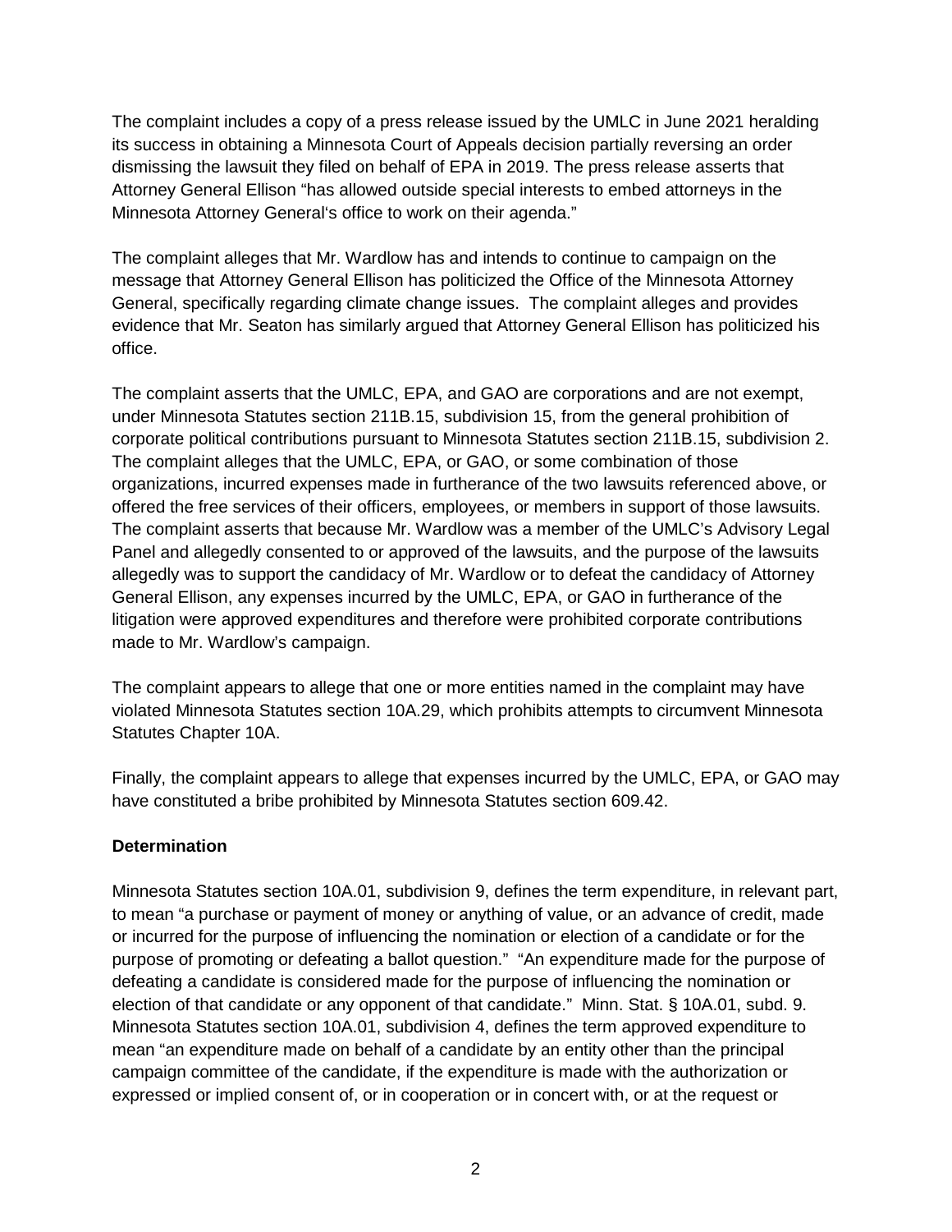The complaint includes a copy of a press release issued by the UMLC in June 2021 heralding its success in obtaining a Minnesota Court of Appeals decision partially reversing an order dismissing the lawsuit they filed on behalf of EPA in 2019. The press release asserts that Attorney General Ellison "has allowed outside special interests to embed attorneys in the Minnesota Attorney General's office to work on their agenda."

The complaint alleges that Mr. Wardlow has and intends to continue to campaign on the message that Attorney General Ellison has politicized the Office of the Minnesota Attorney General, specifically regarding climate change issues. The complaint alleges and provides evidence that Mr. Seaton has similarly argued that Attorney General Ellison has politicized his office.

The complaint asserts that the UMLC, EPA, and GAO are corporations and are not exempt, under Minnesota Statutes section 211B.15, subdivision 15, from the general prohibition of corporate political contributions pursuant to Minnesota Statutes section 211B.15, subdivision 2. The complaint alleges that the UMLC, EPA, or GAO, or some combination of those organizations, incurred expenses made in furtherance of the two lawsuits referenced above, or offered the free services of their officers, employees, or members in support of those lawsuits. The complaint asserts that because Mr. Wardlow was a member of the UMLC's Advisory Legal Panel and allegedly consented to or approved of the lawsuits, and the purpose of the lawsuits allegedly was to support the candidacy of Mr. Wardlow or to defeat the candidacy of Attorney General Ellison, any expenses incurred by the UMLC, EPA, or GAO in furtherance of the litigation were approved expenditures and therefore were prohibited corporate contributions made to Mr. Wardlow's campaign.

The complaint appears to allege that one or more entities named in the complaint may have violated Minnesota Statutes section 10A.29, which prohibits attempts to circumvent Minnesota Statutes Chapter 10A.

Finally, the complaint appears to allege that expenses incurred by the UMLC, EPA, or GAO may have constituted a bribe prohibited by Minnesota Statutes section 609.42.

**Determination**

Minnesota Statutes section 10A.01, subdivision 9, defines the term expenditure, in relevant part, to mean "a purchase or payment of money or anything of value, or an advance of credit, made or incurred for the purpose of influencing the nomination or election of a candidate or for the purpose of promoting or defeating a ballot question." "An expenditure made for the purpose of defeating a candidate is considered made for the purpose of influencing the nomination or election of that candidate or any opponent of that candidate." Minn. Stat. § 10A.01, subd. 9. Minnesota Statutes section 10A.01, subdivision 4, defines the term approved expenditure to mean "an expenditure made on behalf of a candidate by an entity other than the principal campaign committee of the candidate, if the expenditure is made with the authorization or expressed or implied consent of, or in cooperation or in concert with, or at the request or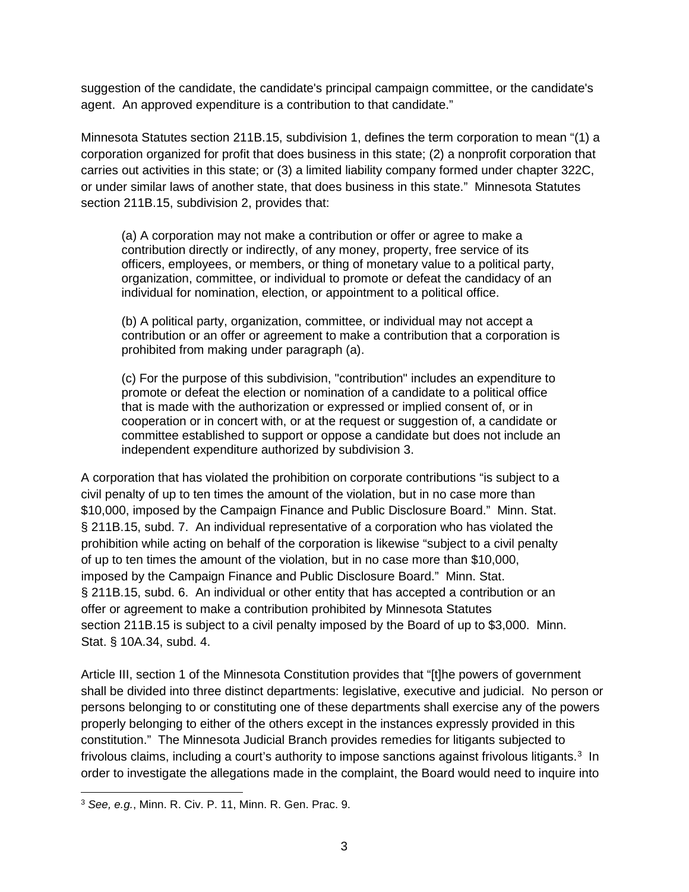suggestion of the candidate, the candidate's principal campaign committee, or the candidate's agent. An approved expenditure is a contribution to that candidate."

Minnesota Statutes section 211B.15, subdivision 1, defines the term corporation to mean "(1) a corporation organized for profit that does business in this state; (2) a nonprofit corporation that carries out activities in this state; or (3) a limited liability company formed under chapter 322C, or under similar laws of another state, that does business in this state." Minnesota Statutes section 211B.15, subdivision 2, provides that:

> (a) A corporation may not make a contribution or offer or agree to make a contribution directly or indirectly, of any money, property, free service of its officers, employees, or members, or thing of monetary value to a political party, organization, committee, or individual to promote or defeat the candidacy of an individual for nomination, election, or appointment to a political office.
>
> (b) A political party, organization, committee, or individual may not accept a contribution or an offer or agreement to make a contribution that a corporation is prohibited from making under paragraph (a).
>
> (c) For the purpose of this subdivision, "contribution" includes an expenditure to promote or defeat the election or nomination of a candidate to a political office that is made with the authorization or expressed or implied consent of, or in cooperation or in concert with, or at the request or suggestion of, a candidate or committee established to support or oppose a candidate but does not include an independent expenditure authorized by subdivision 3.

A corporation that has violated the prohibition on corporate contributions "is subject to a civil penalty of up to ten times the amount of the violation, but in no case more than $10,000, imposed by the Campaign Finance and Public Disclosure Board." Minn. Stat. § 211B.15, subd. 7. An individual representative of a corporation who has violated the prohibition while acting on behalf of the corporation is likewise "subject to a civil penalty of up to ten times the amount of the violation, but in no case more than $10,000, imposed by the Campaign Finance and Public Disclosure Board." Minn. Stat. § 211B.15, subd. 6. An individual or other entity that has accepted a contribution or an offer or agreement to make a contribution prohibited by Minnesota Statutes section 211B.15 is subject to a civil penalty imposed by the Board of up to $3,000. Minn. Stat. § 10A.34, subd. 4.

Article III, section 1 of the Minnesota Constitution provides that "[t]he powers of government shall be divided into three distinct departments: legislative, executive and judicial. No person or persons belonging to or constituting one of these departments shall exercise any of the powers properly belonging to either of the others except in the instances expressly provided in this constitution." The Minnesota Judicial Branch provides remedies for litigants subjected to frivolous claims, including a court's authority to impose sanctions against frivolous litigants.[3] In order to investigate the allegations made in the complaint, the Board would need to inquire into

[3] *See, e.g.*, Minn. R. Civ. P. 11, Minn. R. Gen. Prac. 9.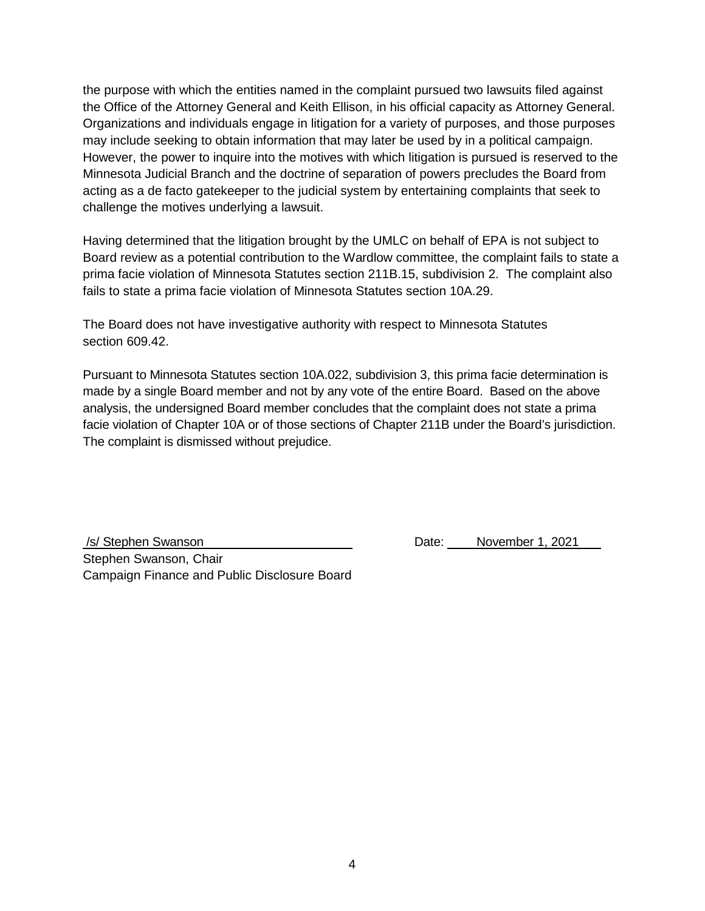the purpose with which the entities named in the complaint pursued two lawsuits filed against the Office of the Attorney General and Keith Ellison, in his official capacity as Attorney General. Organizations and individuals engage in litigation for a variety of purposes, and those purposes may include seeking to obtain information that may later be used by in a political campaign. However, the power to inquire into the motives with which litigation is pursued is reserved to the Minnesota Judicial Branch and the doctrine of separation of powers precludes the Board from acting as a de facto gatekeeper to the judicial system by entertaining complaints that seek to challenge the motives underlying a lawsuit.

Having determined that the litigation brought by the UMLC on behalf of EPA is not subject to Board review as a potential contribution to the Wardlow committee, the complaint fails to state a prima facie violation of Minnesota Statutes section 211B.15, subdivision 2. The complaint also fails to state a prima facie violation of Minnesota Statutes section 10A.29.

The Board does not have investigative authority with respect to Minnesota Statutes section 609.42.

Pursuant to Minnesota Statutes section 10A.022, subdivision 3, this prima facie determination is made by a single Board member and not by any vote of the entire Board. Based on the above analysis, the undersigned Board member concludes that the complaint does not state a prima facie violation of Chapter 10A or of those sections of Chapter 211B under the Board's jurisdiction. The complaint is dismissed without prejudice.

/s/ Stephen Swanson  
Stephen Swanson, Chair  
Campaign Finance and Public Disclosure Board

Date: November 1, 2021